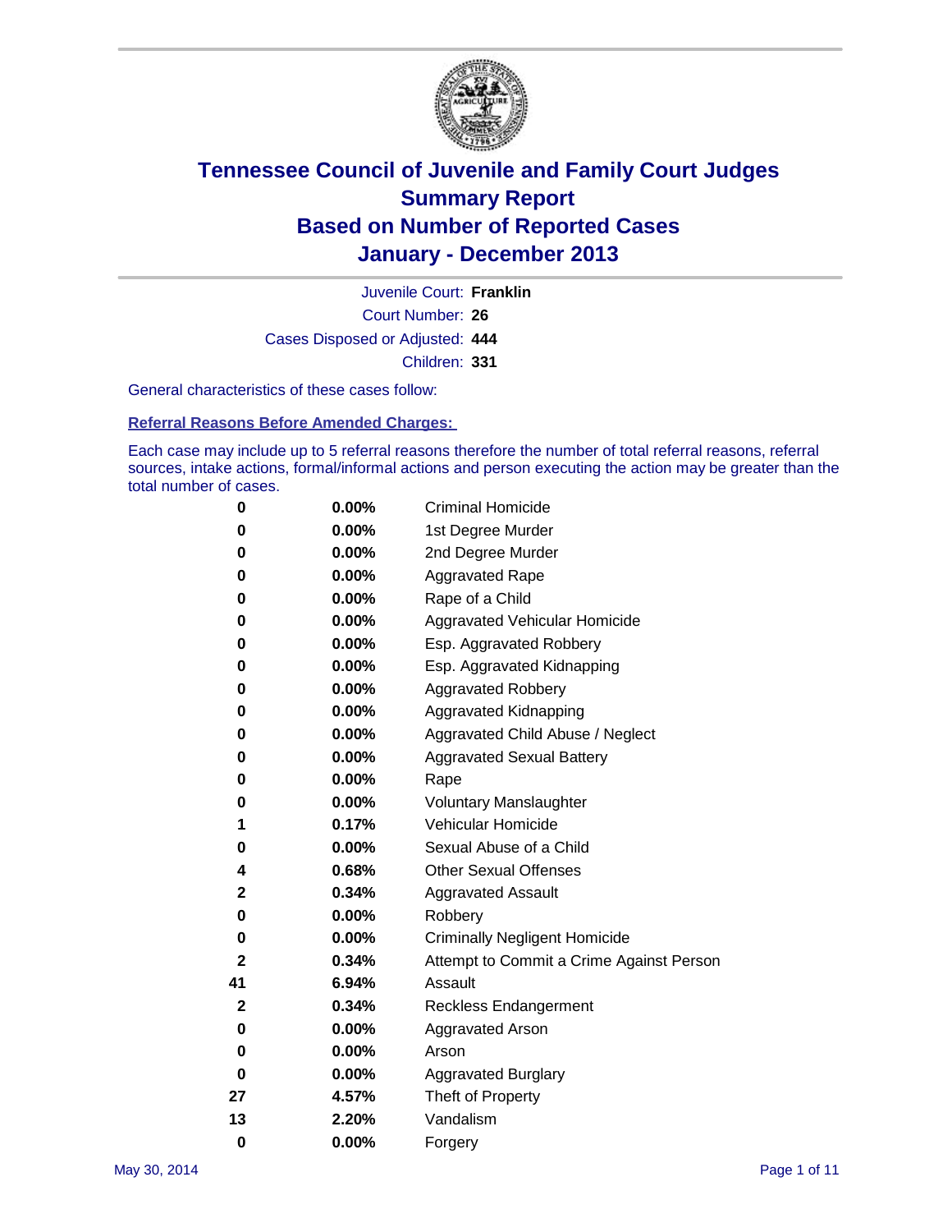# Tennessee Council of Juvenile and Family Court Judges
# Summary Report
# Based on Number of Reported Cases
# January - December 2013

Juvenile Court: **Franklin**

Court Number: **26**

Cases Disposed or Adjusted: **444**

Children: **331**

General characteristics of these cases follow:

**Referral Reasons Before Amended Charges:**

Each case may include up to 5 referral reasons therefore the number of total referral reasons, referral sources, intake actions, formal/informal actions and person executing the action may be greater than the total number of cases.

| | | |
|---|---|---|
| 0 | 0.00% | Criminal Homicide |
| 0 | 0.00% | 1st Degree Murder |
| 0 | 0.00% | 2nd Degree Murder |
| 0 | 0.00% | Aggravated Rape |
| 0 | 0.00% | Rape of a Child |
| 0 | 0.00% | Aggravated Vehicular Homicide |
| 0 | 0.00% | Esp. Aggravated Robbery |
| 0 | 0.00% | Esp. Aggravated Kidnapping |
| 0 | 0.00% | Aggravated Robbery |
| 0 | 0.00% | Aggravated Kidnapping |
| 0 | 0.00% | Aggravated Child Abuse / Neglect |
| 0 | 0.00% | Aggravated Sexual Battery |
| 0 | 0.00% | Rape |
| 0 | 0.00% | Voluntary Manslaughter |
| 1 | 0.17% | Vehicular Homicide |
| 0 | 0.00% | Sexual Abuse of a Child |
| 4 | 0.68% | Other Sexual Offenses |
| 2 | 0.34% | Aggravated Assault |
| 0 | 0.00% | Robbery |
| 0 | 0.00% | Criminally Negligent Homicide |
| 2 | 0.34% | Attempt to Commit a Crime Against Person |
| 41 | 6.94% | Assault |
| 2 | 0.34% | Reckless Endangerment |
| 0 | 0.00% | Aggravated Arson |
| 0 | 0.00% | Arson |
| 0 | 0.00% | Aggravated Burglary |
| 27 | 4.57% | Theft of Property |
| 13 | 2.20% | Vandalism |
| 0 | 0.00% | Forgery |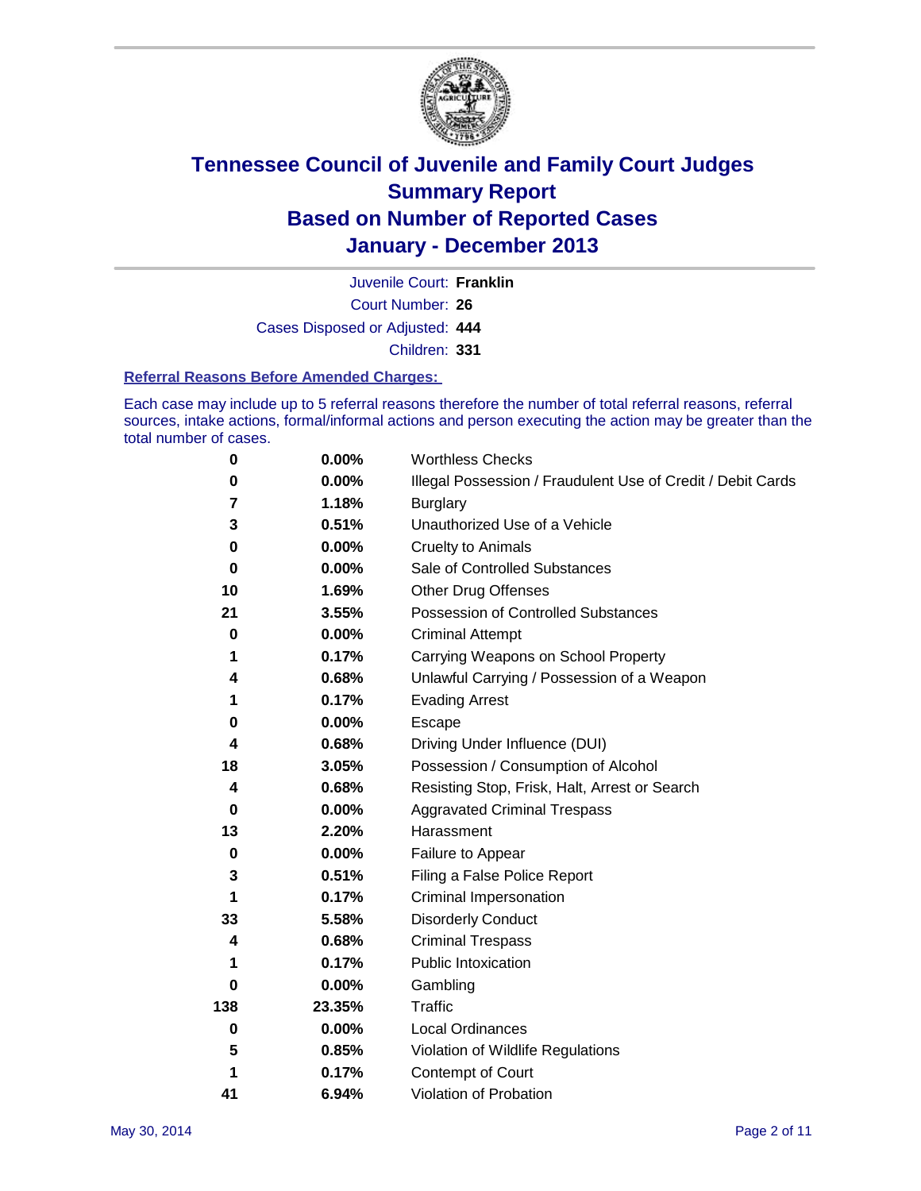# Tennessee Council of Juvenile and Family Court Judges
## Summary Report
## Based on Number of Reported Cases
## January - December 2013

Juvenile Court: **Franklin**
Court Number: **26**
Cases Disposed or Adjusted: **444**
Children: **331**

### Referral Reasons Before Amended Charges:

Each case may include up to 5 referral reasons therefore the number of total referral reasons, referral sources, intake actions, formal/informal actions and person executing the action may be greater than the total number of cases.

| Count | Percent | Referral Reason |
|---|---|---|
| **0** | **0.00%** | Worthless Checks |
| **0** | **0.00%** | Illegal Possession / Fraudulent Use of Credit / Debit Cards |
| **7** | **1.18%** | Burglary |
| **3** | **0.51%** | Unauthorized Use of a Vehicle |
| **0** | **0.00%** | Cruelty to Animals |
| **0** | **0.00%** | Sale of Controlled Substances |
| **10** | **1.69%** | Other Drug Offenses |
| **21** | **3.55%** | Possession of Controlled Substances |
| **0** | **0.00%** | Criminal Attempt |
| **1** | **0.17%** | Carrying Weapons on School Property |
| **4** | **0.68%** | Unlawful Carrying / Possession of a Weapon |
| **1** | **0.17%** | Evading Arrest |
| **0** | **0.00%** | Escape |
| **4** | **0.68%** | Driving Under Influence (DUI) |
| **18** | **3.05%** | Possession / Consumption of Alcohol |
| **4** | **0.68%** | Resisting Stop, Frisk, Halt, Arrest or Search |
| **0** | **0.00%** | Aggravated Criminal Trespass |
| **13** | **2.20%** | Harassment |
| **0** | **0.00%** | Failure to Appear |
| **3** | **0.51%** | Filing a False Police Report |
| **1** | **0.17%** | Criminal Impersonation |
| **33** | **5.58%** | Disorderly Conduct |
| **4** | **0.68%** | Criminal Trespass |
| **1** | **0.17%** | Public Intoxication |
| **0** | **0.00%** | Gambling |
| **138** | **23.35%** | Traffic |
| **0** | **0.00%** | Local Ordinances |
| **5** | **0.85%** | Violation of Wildlife Regulations |
| **1** | **0.17%** | Contempt of Court |
| **41** | **6.94%** | Violation of Probation |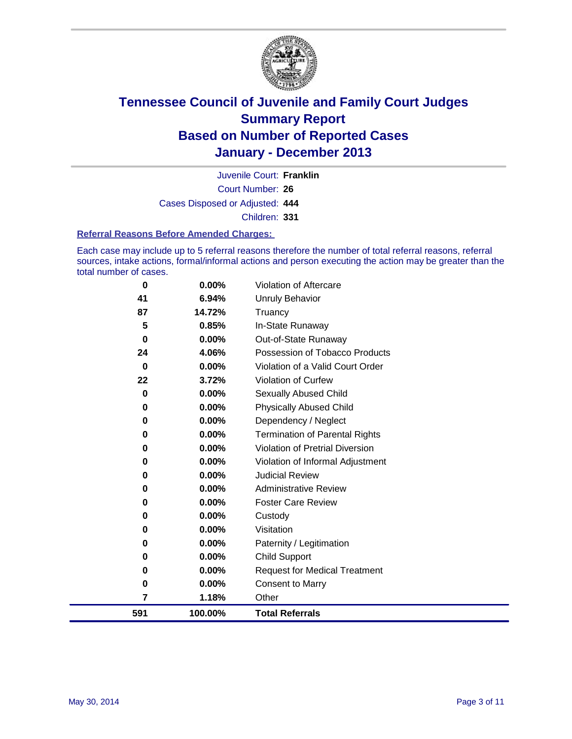# Tennessee Council of Juvenile and Family Court Judges
## Summary Report
## Based on Number of Reported Cases
## January - December 2013

Juvenile Court: **Franklin**

Court Number: **26**

Cases Disposed or Adjusted: **444**

Children: **331**

### Referral Reasons Before Amended Charges:

Each case may include up to 5 referral reasons therefore the number of total referral reasons, referral sources, intake actions, formal/informal actions and person executing the action may be greater than the total number of cases.

| Count | Percent | Referral Reason |
|---|---|---|
| 0 | 0.00% | Violation of Aftercare |
| 41 | 6.94% | Unruly Behavior |
| 87 | 14.72% | Truancy |
| 5 | 0.85% | In-State Runaway |
| 0 | 0.00% | Out-of-State Runaway |
| 24 | 4.06% | Possession of Tobacco Products |
| 0 | 0.00% | Violation of a Valid Court Order |
| 22 | 3.72% | Violation of Curfew |
| 0 | 0.00% | Sexually Abused Child |
| 0 | 0.00% | Physically Abused Child |
| 0 | 0.00% | Dependency / Neglect |
| 0 | 0.00% | Termination of Parental Rights |
| 0 | 0.00% | Violation of Pretrial Diversion |
| 0 | 0.00% | Violation of Informal Adjustment |
| 0 | 0.00% | Judicial Review |
| 0 | 0.00% | Administrative Review |
| 0 | 0.00% | Foster Care Review |
| 0 | 0.00% | Custody |
| 0 | 0.00% | Visitation |
| 0 | 0.00% | Paternity / Legitimation |
| 0 | 0.00% | Child Support |
| 0 | 0.00% | Request for Medical Treatment |
| 0 | 0.00% | Consent to Marry |
| 7 | 1.18% | Other |
| **591** | **100.00%** | **Total Referrals** |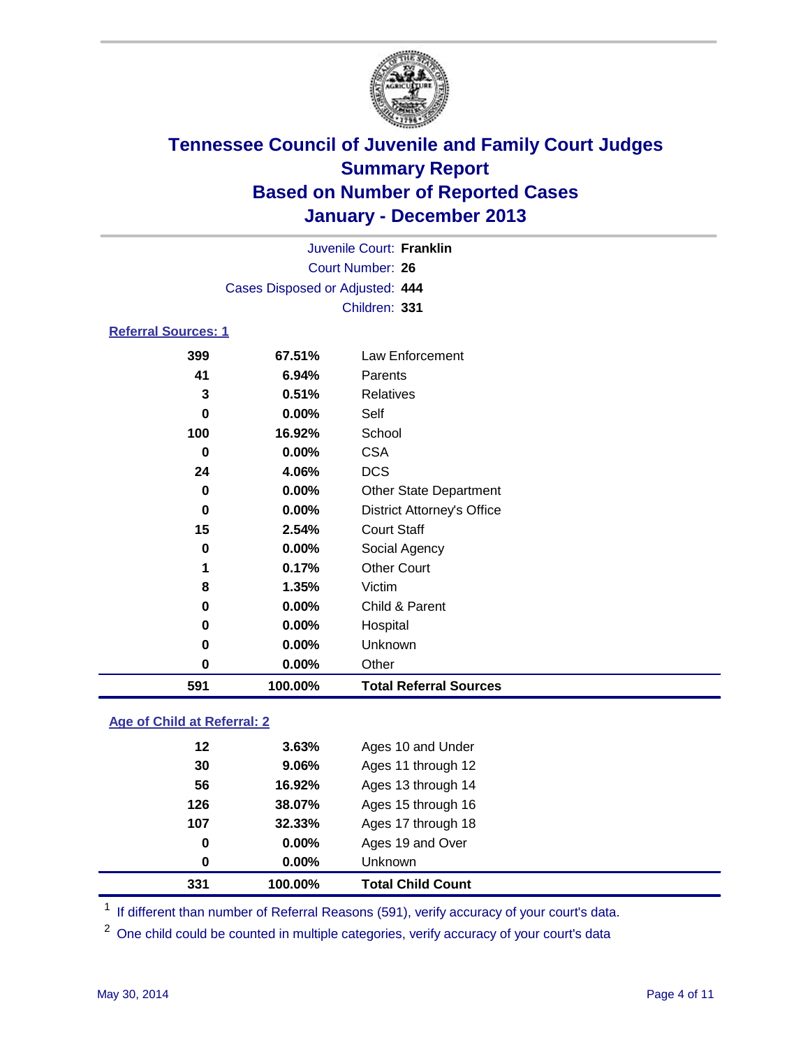# Tennessee Council of Juvenile and Family Court Judges
## Summary Report
## Based on Number of Reported Cases
## January - December 2013

Juvenile Court: **Franklin**
Court Number: **26**
Cases Disposed or Adjusted: **444**
Children: **331**

### Referral Sources: 1

| Count | Percent | Source |
|---|---|---|
| 399 | 67.51% | Law Enforcement |
| 41 | 6.94% | Parents |
| 3 | 0.51% | Relatives |
| 0 | 0.00% | Self |
| 100 | 16.92% | School |
| 0 | 0.00% | CSA |
| 24 | 4.06% | DCS |
| 0 | 0.00% | Other State Department |
| 0 | 0.00% | District Attorney's Office |
| 15 | 2.54% | Court Staff |
| 0 | 0.00% | Social Agency |
| 1 | 0.17% | Other Court |
| 8 | 1.35% | Victim |
| 0 | 0.00% | Child & Parent |
| 0 | 0.00% | Hospital |
| 0 | 0.00% | Unknown |
| 0 | 0.00% | Other |
| **591** | **100.00%** | **Total Referral Sources** |

### Age of Child at Referral: 2

| Count | Percent | Age |
|---|---|---|
| 12 | 3.63% | Ages 10 and Under |
| 30 | 9.06% | Ages 11 through 12 |
| 56 | 16.92% | Ages 13 through 14 |
| 126 | 38.07% | Ages 15 through 16 |
| 107 | 32.33% | Ages 17 through 18 |
| 0 | 0.00% | Ages 19 and Over |
| 0 | 0.00% | Unknown |
| **331** | **100.00%** | **Total Child Count** |

[1] If different than number of Referral Reasons (591), verify accuracy of your court's data.

[2] One child could be counted in multiple categories, verify accuracy of your court's data

May 30, 2014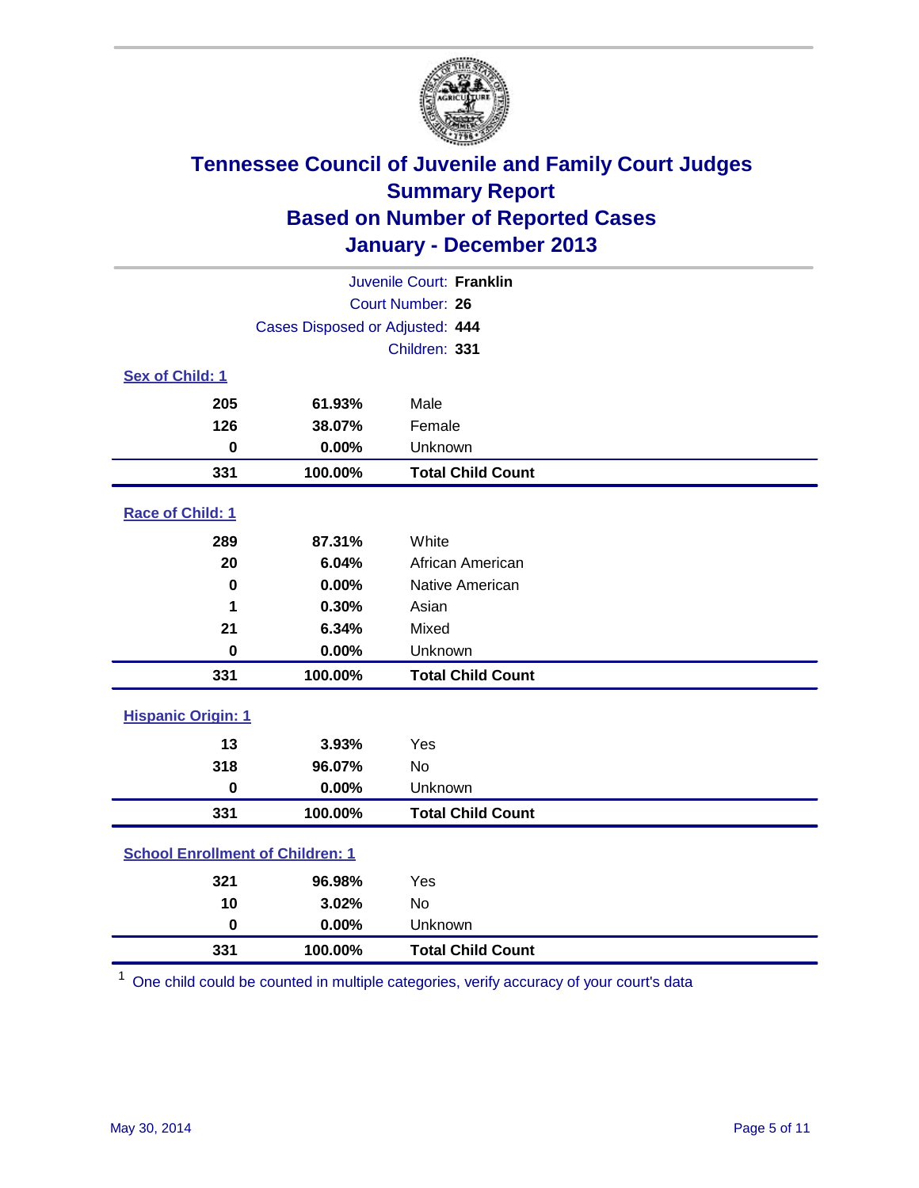# Tennessee Council of Juvenile and Family Court Judges
## Summary Report
## Based on Number of Reported Cases
## January - December 2013

Juvenile Court: **Franklin**

Court Number: **26**

Cases Disposed or Adjusted: **444**

Children: **331**

### Sex of Child: 1

| | | |
|---|---|---|
| 205 | 61.93% | Male |
| 126 | 38.07% | Female |
| 0 | 0.00% | Unknown |
| **331** | **100.00%** | **Total Child Count** |

### Race of Child: 1

| | | |
|---|---|---|
| 289 | 87.31% | White |
| 20 | 6.04% | African American |
| 0 | 0.00% | Native American |
| 1 | 0.30% | Asian |
| 21 | 6.34% | Mixed |
| 0 | 0.00% | Unknown |
| **331** | **100.00%** | **Total Child Count** |

### Hispanic Origin: 1

| | | |
|---|---|---|
| 13 | 3.93% | Yes |
| 318 | 96.07% | No |
| 0 | 0.00% | Unknown |
| **331** | **100.00%** | **Total Child Count** |

### School Enrollment of Children: 1

| | | |
|---|---|---|
| 321 | 96.98% | Yes |
| 10 | 3.02% | No |
| 0 | 0.00% | Unknown |
| **331** | **100.00%** | **Total Child Count** |

[1] One child could be counted in multiple categories, verify accuracy of your court's data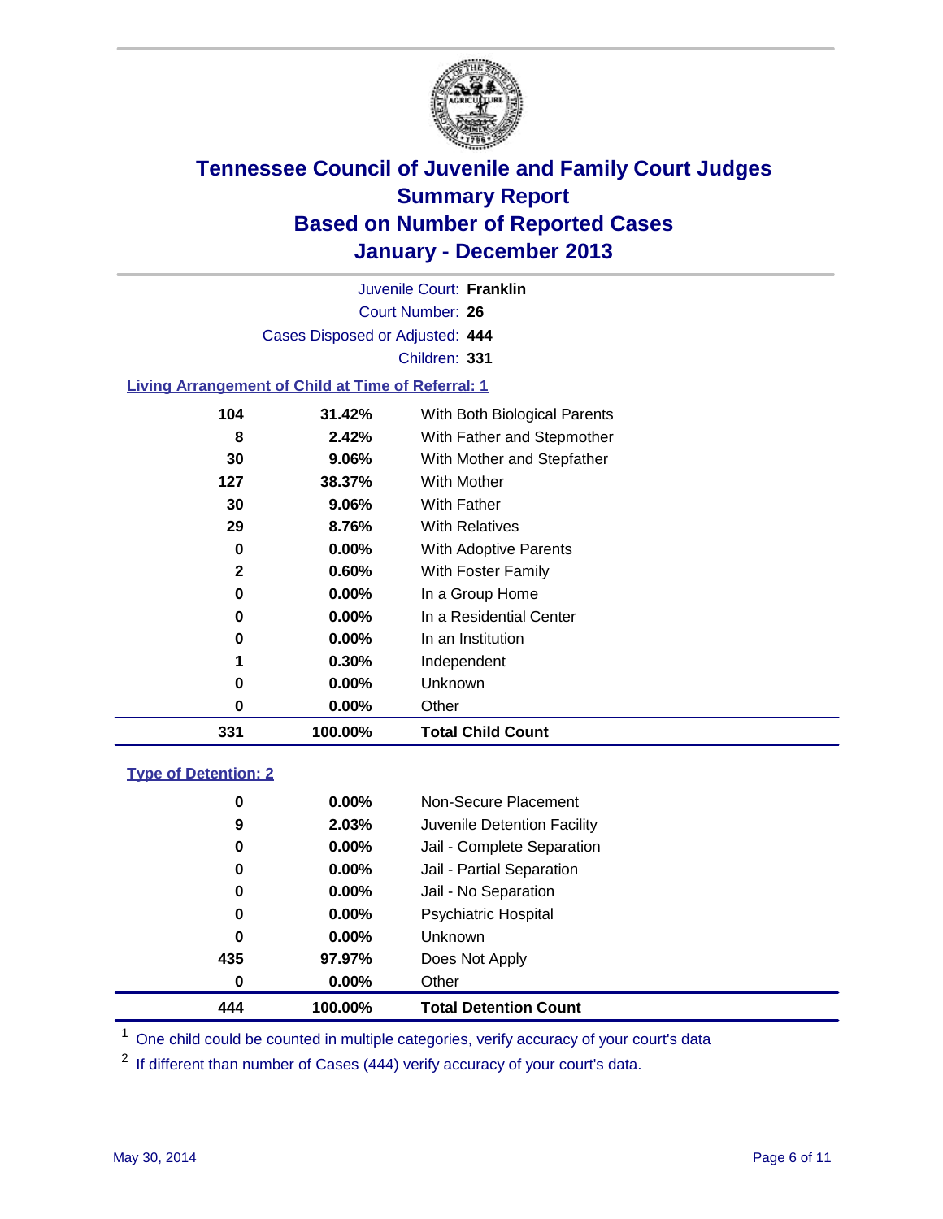# Tennessee Council of Juvenile and Family Court Judges
## Summary Report
## Based on Number of Reported Cases
## January - December 2013

Juvenile Court: **Franklin**
Court Number: **26**
Cases Disposed or Adjusted: **444**
Children: **331**

### Living Arrangement of Child at Time of Referral: 1

| Count | Percent | Living Arrangement |
|---|---|---|
| 104 | 31.42% | With Both Biological Parents |
| 8 | 2.42% | With Father and Stepmother |
| 30 | 9.06% | With Mother and Stepfather |
| 127 | 38.37% | With Mother |
| 30 | 9.06% | With Father |
| 29 | 8.76% | With Relatives |
| 0 | 0.00% | With Adoptive Parents |
| 2 | 0.60% | With Foster Family |
| 0 | 0.00% | In a Group Home |
| 0 | 0.00% | In a Residential Center |
| 0 | 0.00% | In an Institution |
| 1 | 0.30% | Independent |
| 0 | 0.00% | Unknown |
| 0 | 0.00% | Other |
| **331** | **100.00%** | **Total Child Count** |

### Type of Detention: 2

| Count | Percent | Type of Detention |
|---|---|---|
| 0 | 0.00% | Non-Secure Placement |
| 9 | 2.03% | Juvenile Detention Facility |
| 0 | 0.00% | Jail - Complete Separation |
| 0 | 0.00% | Jail - Partial Separation |
| 0 | 0.00% | Jail - No Separation |
| 0 | 0.00% | Psychiatric Hospital |
| 0 | 0.00% | Unknown |
| 435 | 97.97% | Does Not Apply |
| 0 | 0.00% | Other |
| **444** | **100.00%** | **Total Detention Count** |

[1] One child could be counted in multiple categories, verify accuracy of your court's data

[2] If different than number of Cases (444) verify accuracy of your court's data.

May 30, 2014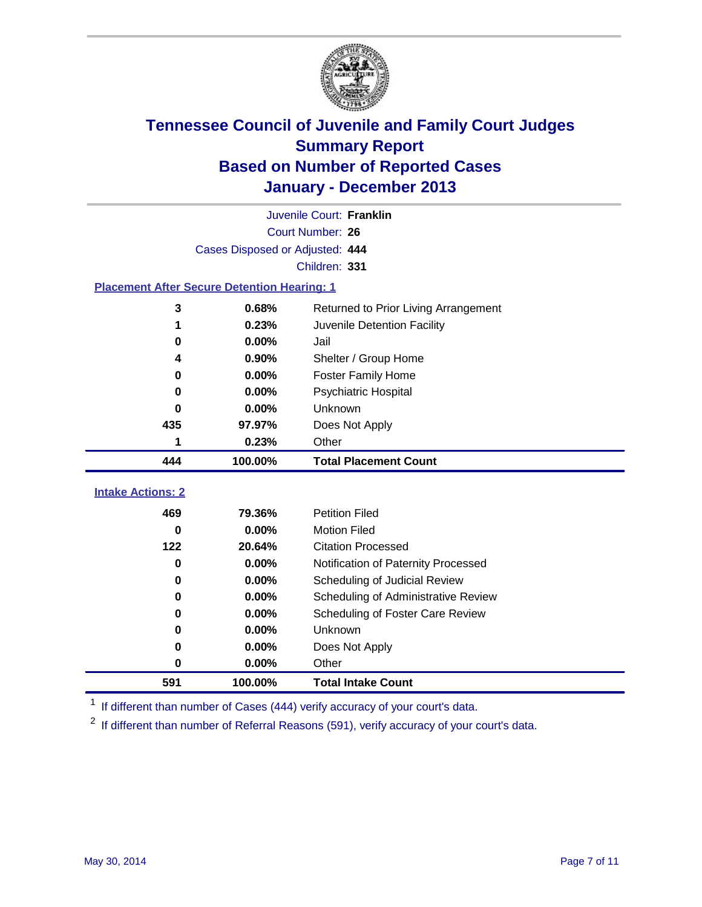# Tennessee Council of Juvenile and Family Court Judges
## Summary Report
## Based on Number of Reported Cases
## January - December 2013

Juvenile Court: **Franklin**

Court Number: **26**

Cases Disposed or Adjusted: **444**

Children: **331**

### Placement After Secure Detention Hearing: 1

| Count | Percent | Placement |
|---|---|---|
| 3 | 0.68% | Returned to Prior Living Arrangement |
| 1 | 0.23% | Juvenile Detention Facility |
| 0 | 0.00% | Jail |
| 4 | 0.90% | Shelter / Group Home |
| 0 | 0.00% | Foster Family Home |
| 0 | 0.00% | Psychiatric Hospital |
| 0 | 0.00% | Unknown |
| 435 | 97.97% | Does Not Apply |
| 1 | 0.23% | Other |
| **444** | **100.00%** | **Total Placement Count** |

### Intake Actions: 2

| Count | Percent | Intake Action |
|---|---|---|
| 469 | 79.36% | Petition Filed |
| 0 | 0.00% | Motion Filed |
| 122 | 20.64% | Citation Processed |
| 0 | 0.00% | Notification of Paternity Processed |
| 0 | 0.00% | Scheduling of Judicial Review |
| 0 | 0.00% | Scheduling of Administrative Review |
| 0 | 0.00% | Scheduling of Foster Care Review |
| 0 | 0.00% | Unknown |
| 0 | 0.00% | Does Not Apply |
| 0 | 0.00% | Other |
| **591** | **100.00%** | **Total Intake Count** |

[1] If different than number of Cases (444) verify accuracy of your court's data.

[2] If different than number of Referral Reasons (591), verify accuracy of your court's data.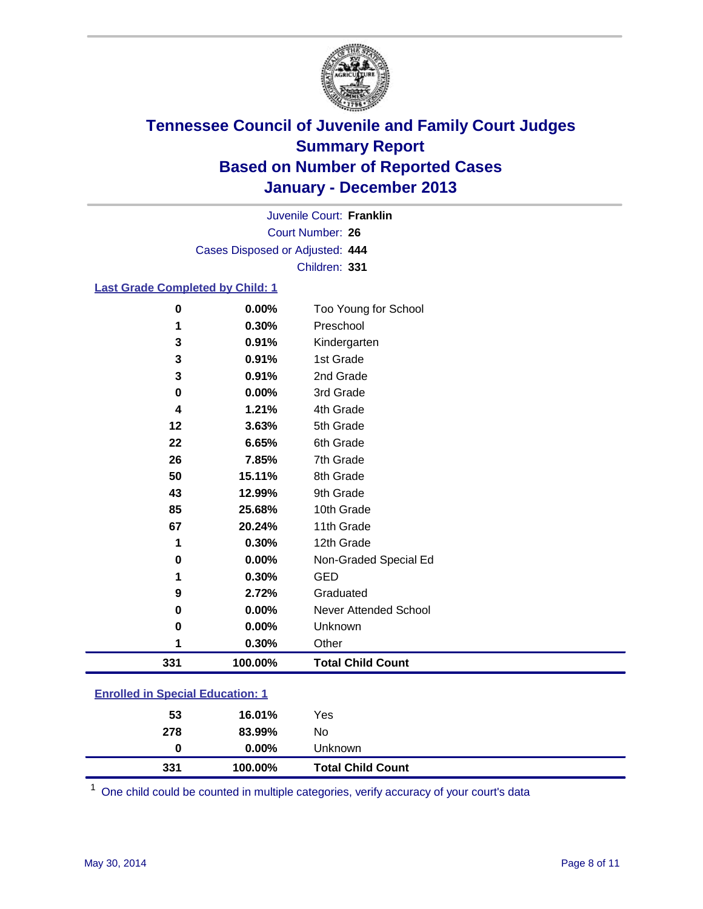# Tennessee Council of Juvenile and Family Court Judges
## Summary Report
## Based on Number of Reported Cases
## January - December 2013

Juvenile Court: **Franklin**
Court Number: **26**
Cases Disposed or Adjusted: **444**
Children: **331**

### Last Grade Completed by Child: 1

| | | |
|---|---|---|
| 0 | 0.00% | Too Young for School |
| 1 | 0.30% | Preschool |
| 3 | 0.91% | Kindergarten |
| 3 | 0.91% | 1st Grade |
| 3 | 0.91% | 2nd Grade |
| 0 | 0.00% | 3rd Grade |
| 4 | 1.21% | 4th Grade |
| 12 | 3.63% | 5th Grade |
| 22 | 6.65% | 6th Grade |
| 26 | 7.85% | 7th Grade |
| 50 | 15.11% | 8th Grade |
| 43 | 12.99% | 9th Grade |
| 85 | 25.68% | 10th Grade |
| 67 | 20.24% | 11th Grade |
| 1 | 0.30% | 12th Grade |
| 0 | 0.00% | Non-Graded Special Ed |
| 1 | 0.30% | GED |
| 9 | 2.72% | Graduated |
| 0 | 0.00% | Never Attended School |
| 0 | 0.00% | Unknown |
| 1 | 0.30% | Other |
| **331** | **100.00%** | **Total Child Count** |

### Enrolled in Special Education: 1

| | | |
|---|---|---|
| 53 | 16.01% | Yes |
| 278 | 83.99% | No |
| 0 | 0.00% | Unknown |
| **331** | **100.00%** | **Total Child Count** |

[1] One child could be counted in multiple categories, verify accuracy of your court's data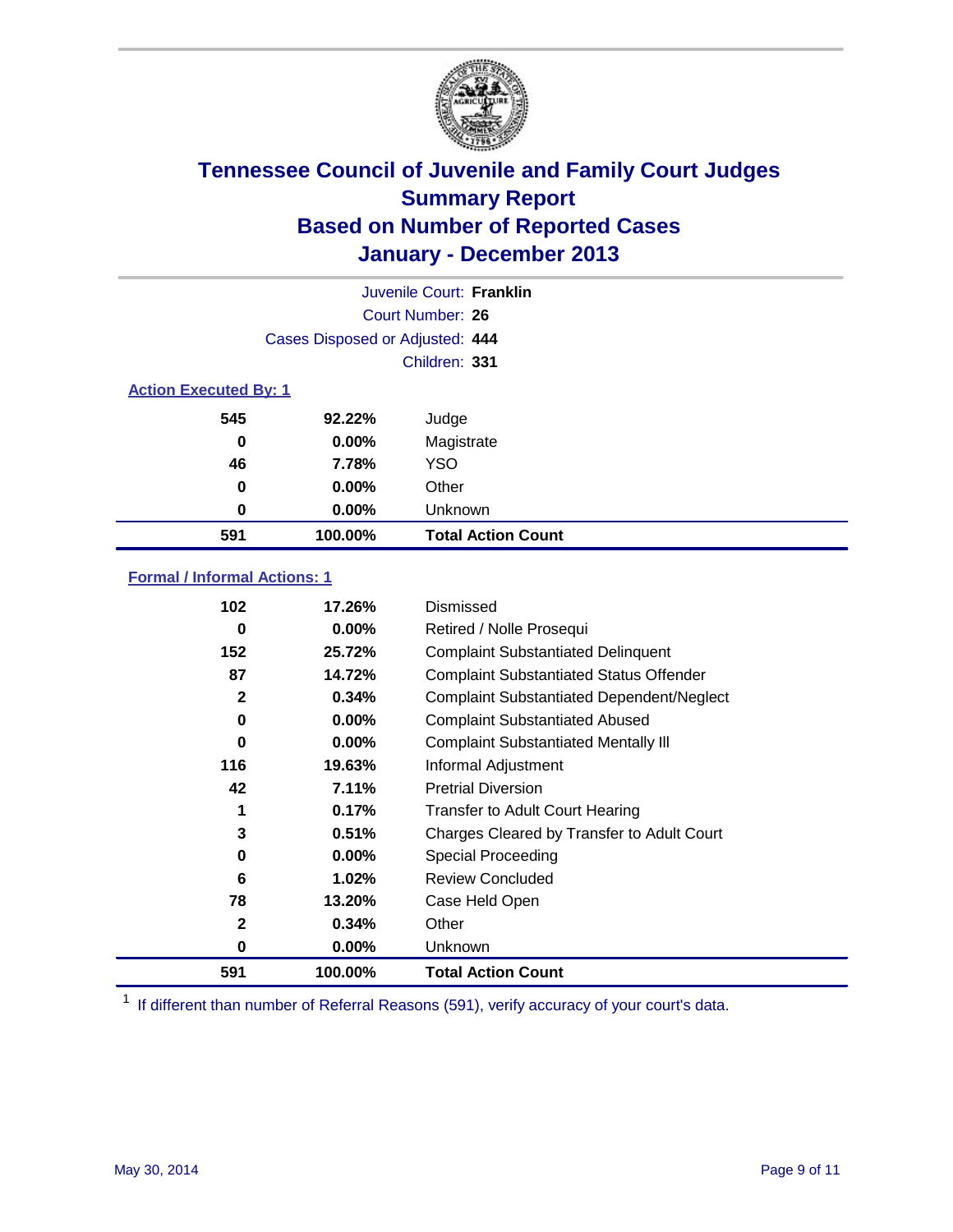# Tennessee Council of Juvenile and Family Court Judges
## Summary Report
## Based on Number of Reported Cases
## January - December 2013

Juvenile Court: **Franklin**

Court Number: **26**

Cases Disposed or Adjusted: **444**

Children: **331**

### Action Executed By: 1

| | | |
|---|---|---|
| 545 | 92.22% | Judge |
| 0 | 0.00% | Magistrate |
| 46 | 7.78% | YSO |
| 0 | 0.00% | Other |
| 0 | 0.00% | Unknown |
| **591** | **100.00%** | **Total Action Count** |

### Formal / Informal Actions: 1

| | | |
|---|---|---|
| 102 | 17.26% | Dismissed |
| 0 | 0.00% | Retired / Nolle Prosequi |
| 152 | 25.72% | Complaint Substantiated Delinquent |
| 87 | 14.72% | Complaint Substantiated Status Offender |
| 2 | 0.34% | Complaint Substantiated Dependent/Neglect |
| 0 | 0.00% | Complaint Substantiated Abused |
| 0 | 0.00% | Complaint Substantiated Mentally Ill |
| 116 | 19.63% | Informal Adjustment |
| 42 | 7.11% | Pretrial Diversion |
| 1 | 0.17% | Transfer to Adult Court Hearing |
| 3 | 0.51% | Charges Cleared by Transfer to Adult Court |
| 0 | 0.00% | Special Proceeding |
| 6 | 1.02% | Review Concluded |
| 78 | 13.20% | Case Held Open |
| 2 | 0.34% | Other |
| 0 | 0.00% | Unknown |
| **591** | **100.00%** | **Total Action Count** |

[1] If different than number of Referral Reasons (591), verify accuracy of your court's data.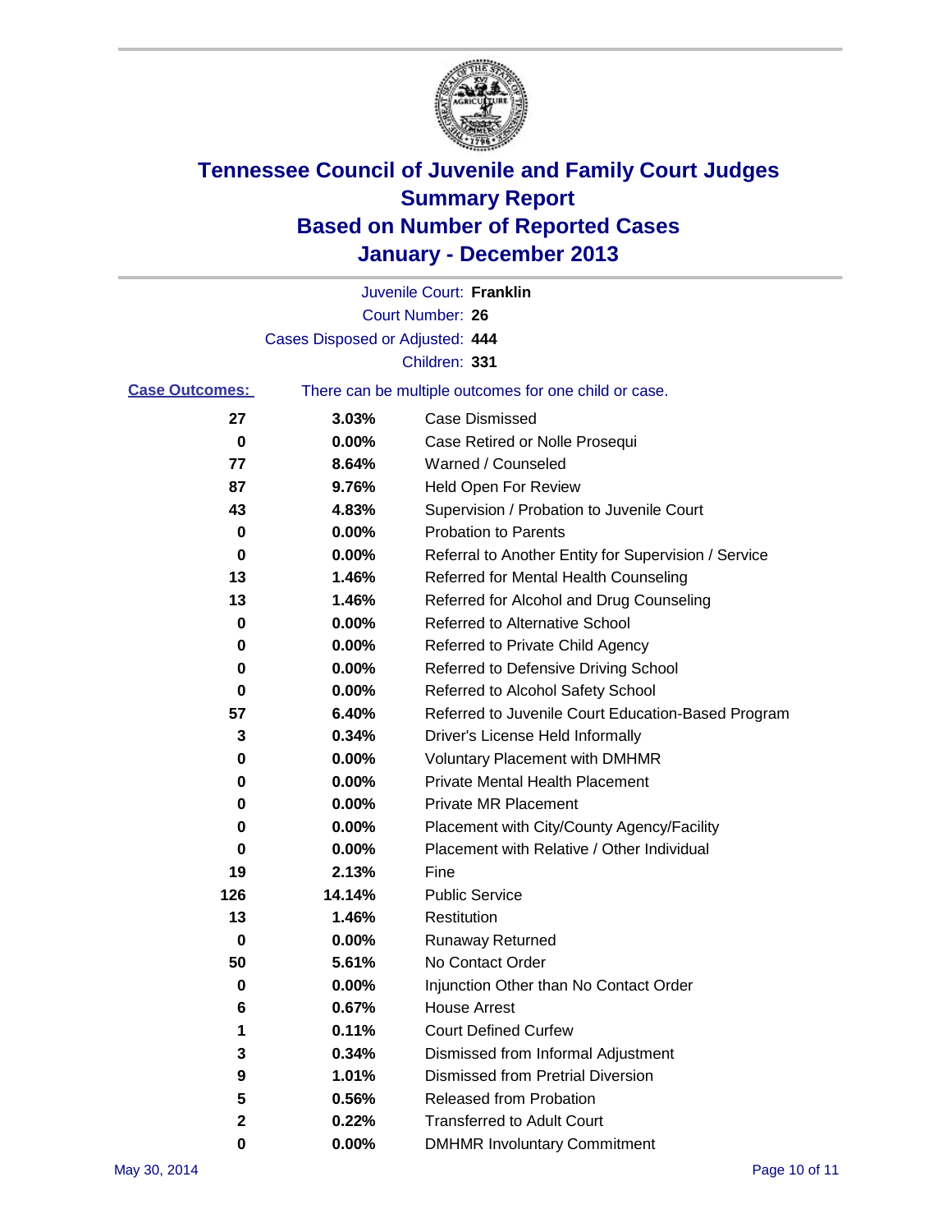# Tennessee Council of Juvenile and Family Court Judges
# Summary Report
# Based on Number of Reported Cases
# January - December 2013

Juvenile Court: **Franklin**

Court Number: **26**

Cases Disposed or Adjusted: **444**

Children: **331**

**Case Outcomes:** There can be multiple outcomes for one child or case.

| Count | Percent | Outcome |
|---|---|---|
| 27 | 3.03% | Case Dismissed |
| 0 | 0.00% | Case Retired or Nolle Prosequi |
| 77 | 8.64% | Warned / Counseled |
| 87 | 9.76% | Held Open For Review |
| 43 | 4.83% | Supervision / Probation to Juvenile Court |
| 0 | 0.00% | Probation to Parents |
| 0 | 0.00% | Referral to Another Entity for Supervision / Service |
| 13 | 1.46% | Referred for Mental Health Counseling |
| 13 | 1.46% | Referred for Alcohol and Drug Counseling |
| 0 | 0.00% | Referred to Alternative School |
| 0 | 0.00% | Referred to Private Child Agency |
| 0 | 0.00% | Referred to Defensive Driving School |
| 0 | 0.00% | Referred to Alcohol Safety School |
| 57 | 6.40% | Referred to Juvenile Court Education-Based Program |
| 3 | 0.34% | Driver's License Held Informally |
| 0 | 0.00% | Voluntary Placement with DMHMR |
| 0 | 0.00% | Private Mental Health Placement |
| 0 | 0.00% | Private MR Placement |
| 0 | 0.00% | Placement with City/County Agency/Facility |
| 0 | 0.00% | Placement with Relative / Other Individual |
| 19 | 2.13% | Fine |
| 126 | 14.14% | Public Service |
| 13 | 1.46% | Restitution |
| 0 | 0.00% | Runaway Returned |
| 50 | 5.61% | No Contact Order |
| 0 | 0.00% | Injunction Other than No Contact Order |
| 6 | 0.67% | House Arrest |
| 1 | 0.11% | Court Defined Curfew |
| 3 | 0.34% | Dismissed from Informal Adjustment |
| 9 | 1.01% | Dismissed from Pretrial Diversion |
| 5 | 0.56% | Released from Probation |
| 2 | 0.22% | Transferred to Adult Court |
| 0 | 0.00% | DMHMR Involuntary Commitment |

May 30, 2014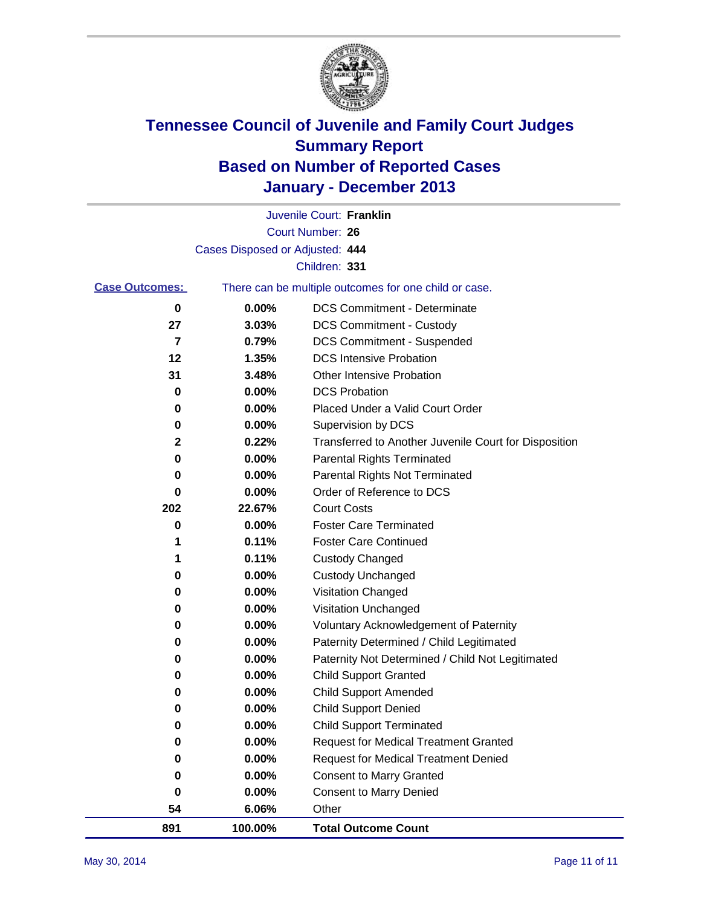# Tennessee Council of Juvenile and Family Court Judges
# Summary Report
# Based on Number of Reported Cases
# January - December 2013

Juvenile Court: **Franklin**

Court Number: **26**

Cases Disposed or Adjusted: **444**

Children: **331**

**Case Outcomes:** There can be multiple outcomes for one child or case.

| | | |
|---|---|---|
| **0** | **0.00%** | DCS Commitment - Determinate |
| **27** | **3.03%** | DCS Commitment - Custody |
| **7** | **0.79%** | DCS Commitment - Suspended |
| **12** | **1.35%** | DCS Intensive Probation |
| **31** | **3.48%** | Other Intensive Probation |
| **0** | **0.00%** | DCS Probation |
| **0** | **0.00%** | Placed Under a Valid Court Order |
| **0** | **0.00%** | Supervision by DCS |
| **2** | **0.22%** | Transferred to Another Juvenile Court for Disposition |
| **0** | **0.00%** | Parental Rights Terminated |
| **0** | **0.00%** | Parental Rights Not Terminated |
| **0** | **0.00%** | Order of Reference to DCS |
| **202** | **22.67%** | Court Costs |
| **0** | **0.00%** | Foster Care Terminated |
| **1** | **0.11%** | Foster Care Continued |
| **1** | **0.11%** | Custody Changed |
| **0** | **0.00%** | Custody Unchanged |
| **0** | **0.00%** | Visitation Changed |
| **0** | **0.00%** | Visitation Unchanged |
| **0** | **0.00%** | Voluntary Acknowledgement of Paternity |
| **0** | **0.00%** | Paternity Determined / Child Legitimated |
| **0** | **0.00%** | Paternity Not Determined / Child Not Legitimated |
| **0** | **0.00%** | Child Support Granted |
| **0** | **0.00%** | Child Support Amended |
| **0** | **0.00%** | Child Support Denied |
| **0** | **0.00%** | Child Support Terminated |
| **0** | **0.00%** | Request for Medical Treatment Granted |
| **0** | **0.00%** | Request for Medical Treatment Denied |
| **0** | **0.00%** | Consent to Marry Granted |
| **0** | **0.00%** | Consent to Marry Denied |
| **54** | **6.06%** | Other |
| **891** | **100.00%** | **Total Outcome Count** |

May 30, 2014